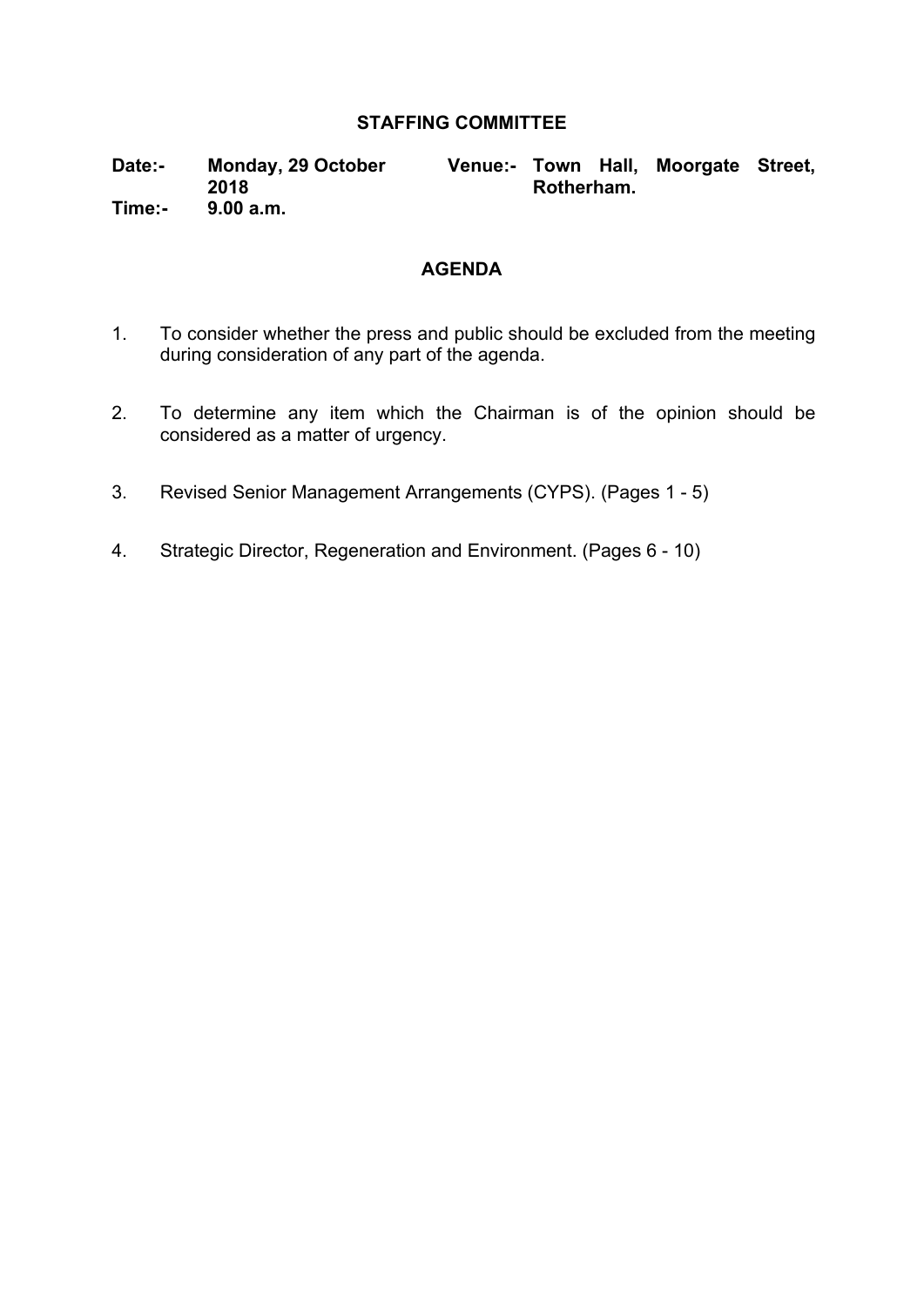# STAFFING COMMITTEE

| | | | |
|---|---|---|---|
| **Date:-** | **Monday, 29 October 2018** | **Venue:-** | **Town Hall, Moorgate Street, Rotherham.** |
| **Time:-** | **9.00 a.m.** | | |

## AGENDA

1. To consider whether the press and public should be excluded from the meeting during consideration of any part of the agenda.

2. To determine any item which the Chairman is of the opinion should be considered as a matter of urgency.

3. Revised Senior Management Arrangements (CYPS). (Pages 1 - 5)

4. Strategic Director, Regeneration and Environment. (Pages 6 - 10)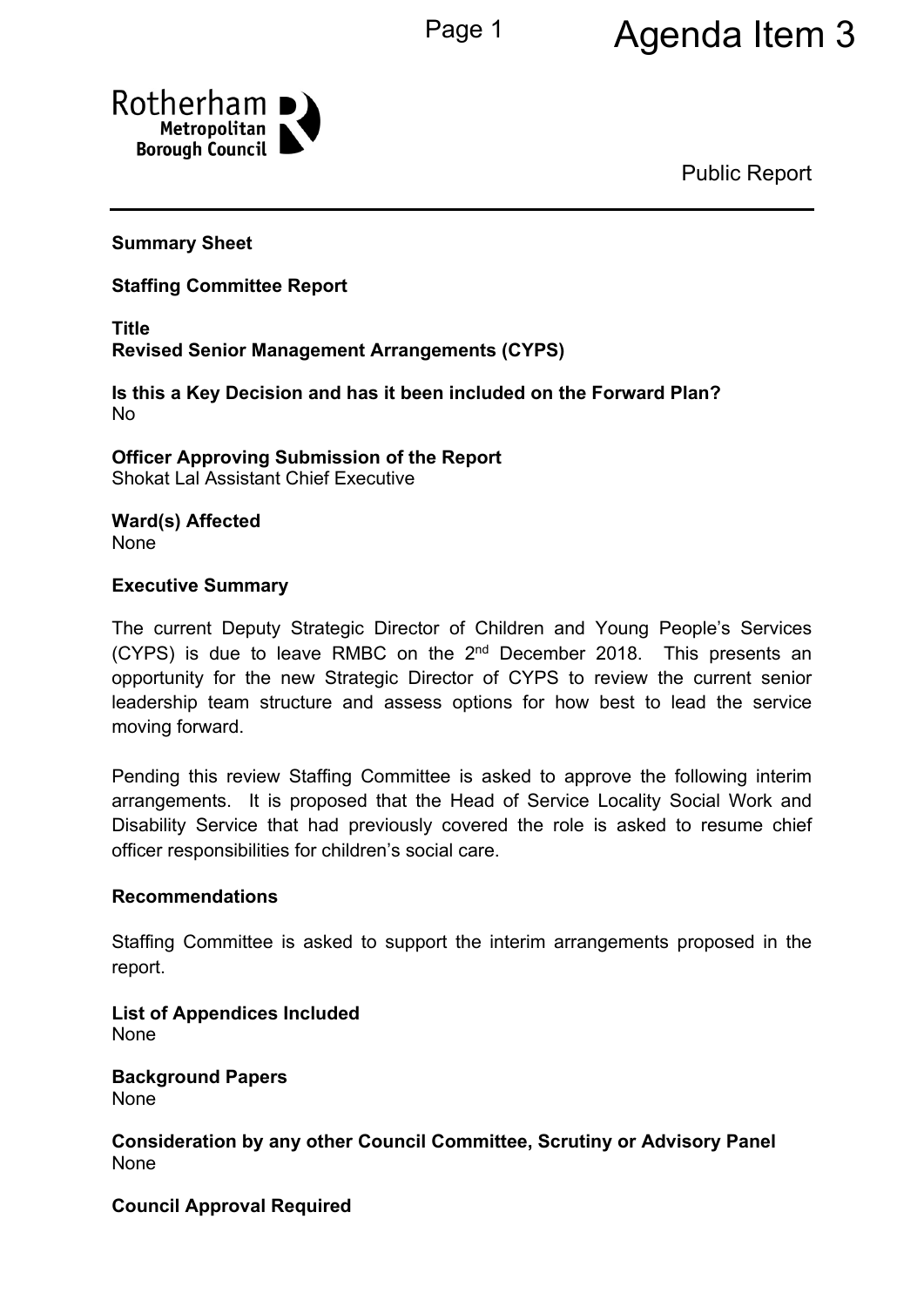Rotherham Metropolitan Borough Council

Public Report

**Summary Sheet**

**Staffing Committee Report**

**Title**
**Revised Senior Management Arrangements (CYPS)**

**Is this a Key Decision and has it been included on the Forward Plan?**
No

**Officer Approving Submission of the Report**
Shokat Lal Assistant Chief Executive

**Ward(s) Affected**
None

**Executive Summary**

The current Deputy Strategic Director of Children and Young People's Services (CYPS) is due to leave RMBC on the 2nd December 2018. This presents an opportunity for the new Strategic Director of CYPS to review the current senior leadership team structure and assess options for how best to lead the service moving forward.

Pending this review Staffing Committee is asked to approve the following interim arrangements. It is proposed that the Head of Service Locality Social Work and Disability Service that had previously covered the role is asked to resume chief officer responsibilities for children's social care.

**Recommendations**

Staffing Committee is asked to support the interim arrangements proposed in the report.

**List of Appendices Included**
None

**Background Papers**
None

**Consideration by any other Council Committee, Scrutiny or Advisory Panel**
None

**Council Approval Required**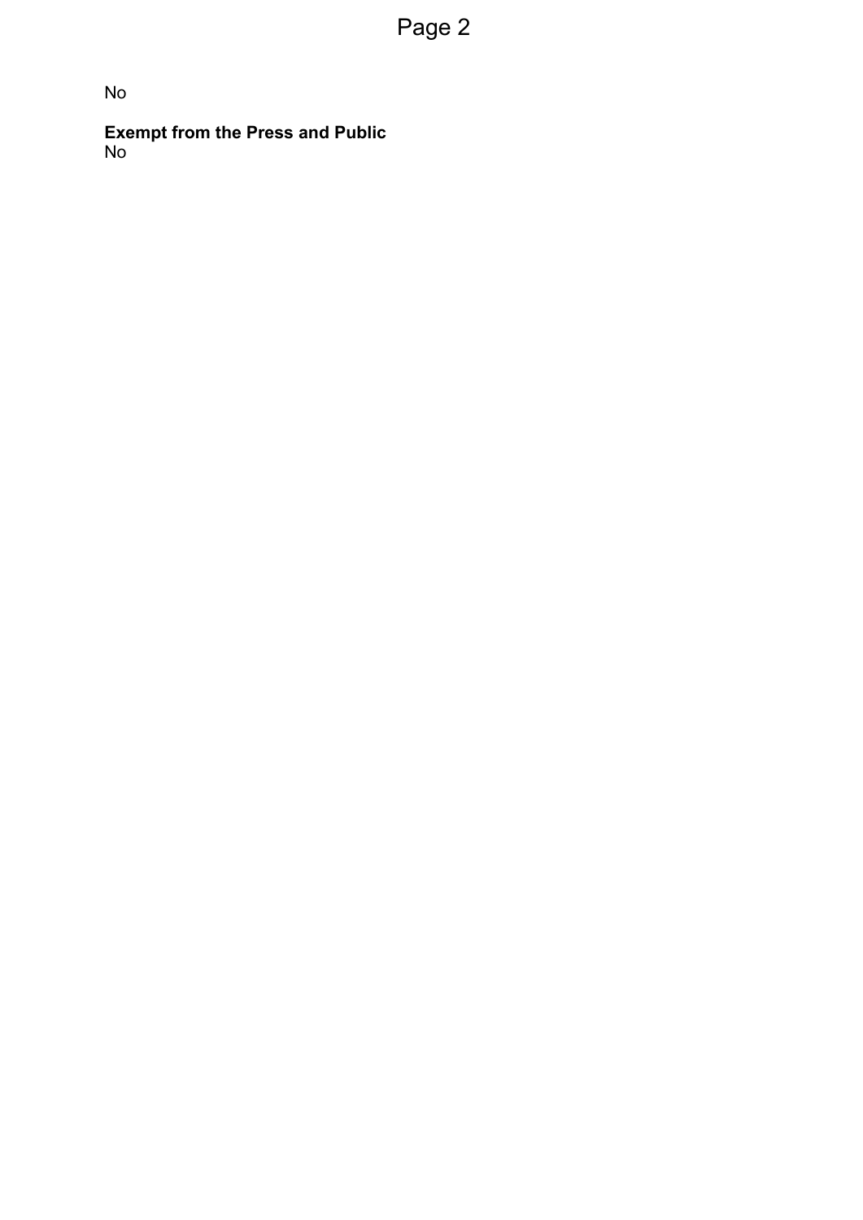No

**Exempt from the Press and Public**
No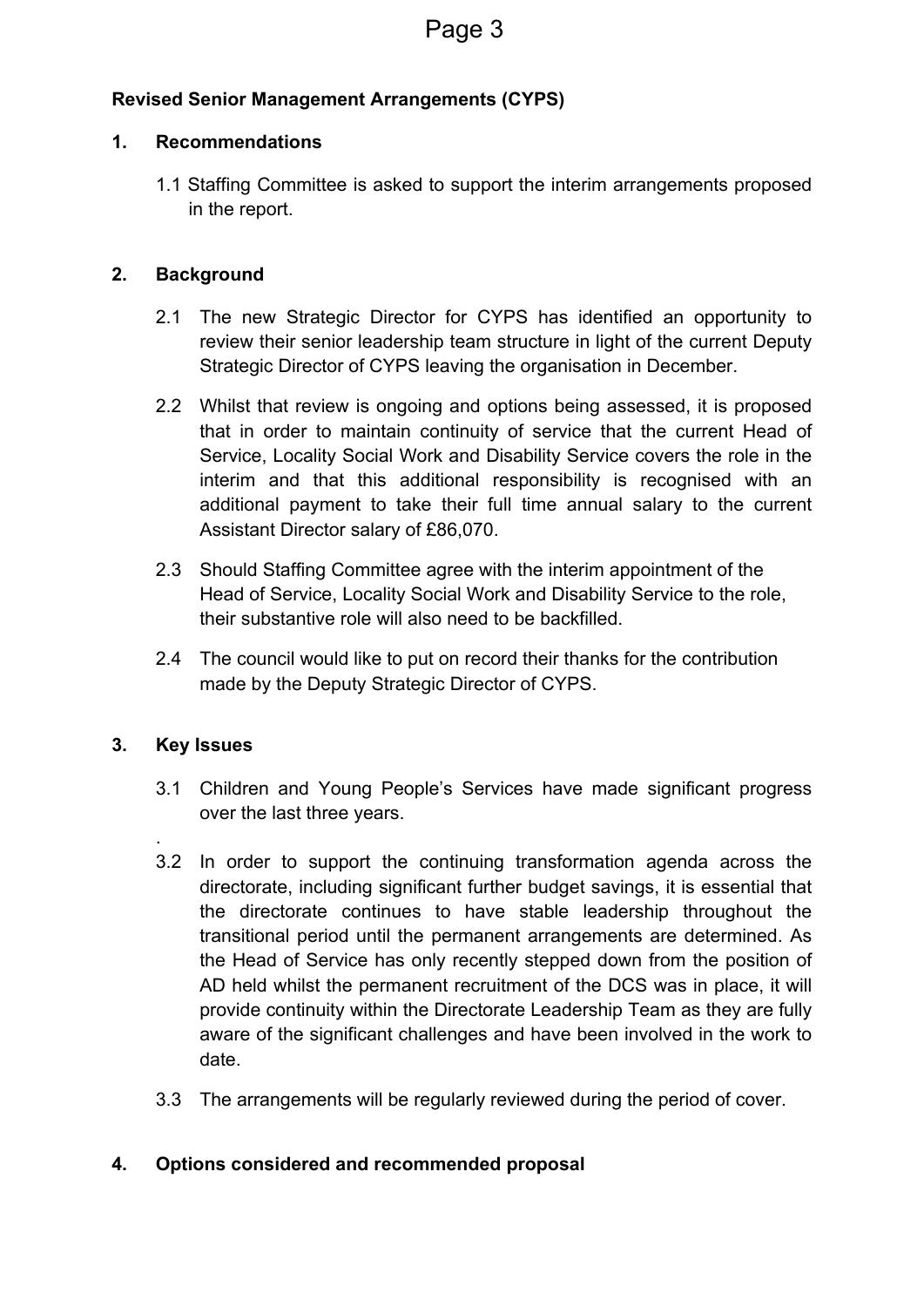**Revised Senior Management Arrangements (CYPS)**

**1. Recommendations**

1.1 Staffing Committee is asked to support the interim arrangements proposed in the report.

**2. Background**

2.1 The new Strategic Director for CYPS has identified an opportunity to review their senior leadership team structure in light of the current Deputy Strategic Director of CYPS leaving the organisation in December.

2.2 Whilst that review is ongoing and options being assessed, it is proposed that in order to maintain continuity of service that the current Head of Service, Locality Social Work and Disability Service covers the role in the interim and that this additional responsibility is recognised with an additional payment to take their full time annual salary to the current Assistant Director salary of £86,070.

2.3 Should Staffing Committee agree with the interim appointment of the Head of Service, Locality Social Work and Disability Service to the role, their substantive role will also need to be backfilled.

2.4 The council would like to put on record their thanks for the contribution made by the Deputy Strategic Director of CYPS.

**3. Key Issues**

3.1 Children and Young People's Services have made significant progress over the last three years.

.

3.2 In order to support the continuing transformation agenda across the directorate, including significant further budget savings, it is essential that the directorate continues to have stable leadership throughout the transitional period until the permanent arrangements are determined. As the Head of Service has only recently stepped down from the position of AD held whilst the permanent recruitment of the DCS was in place, it will provide continuity within the Directorate Leadership Team as they are fully aware of the significant challenges and have been involved in the work to date.

3.3 The arrangements will be regularly reviewed during the period of cover.

**4. Options considered and recommended proposal**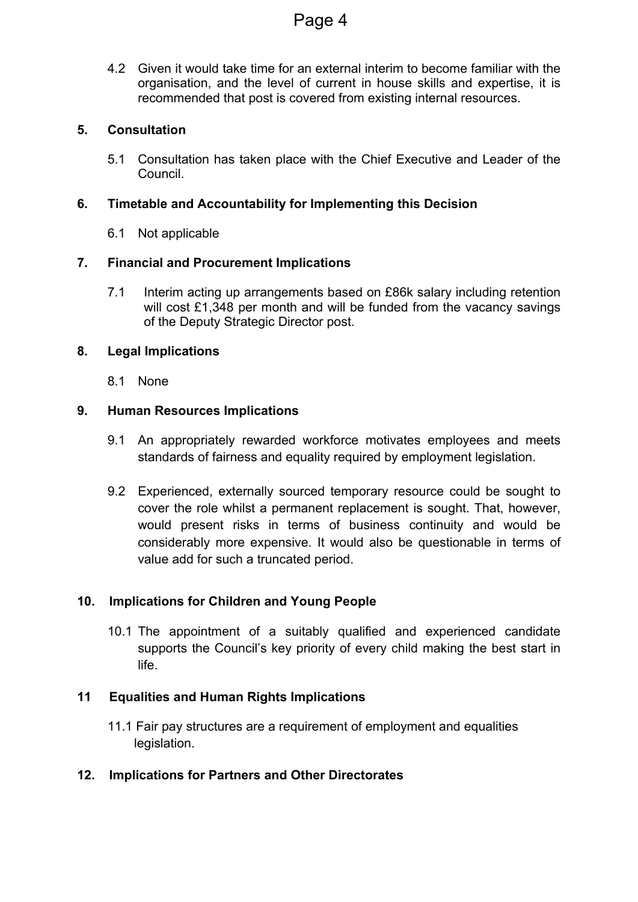4.2 Given it would take time for an external interim to become familiar with the organisation, and the level of current in house skills and expertise, it is recommended that post is covered from existing internal resources.

## 5. Consultation

5.1 Consultation has taken place with the Chief Executive and Leader of the Council.

## 6. Timetable and Accountability for Implementing this Decision

6.1 Not applicable

## 7. Financial and Procurement Implications

7.1 Interim acting up arrangements based on £86k salary including retention will cost £1,348 per month and will be funded from the vacancy savings of the Deputy Strategic Director post.

## 8. Legal Implications

8.1 None

## 9. Human Resources Implications

9.1 An appropriately rewarded workforce motivates employees and meets standards of fairness and equality required by employment legislation.

9.2 Experienced, externally sourced temporary resource could be sought to cover the role whilst a permanent replacement is sought. That, however, would present risks in terms of business continuity and would be considerably more expensive. It would also be questionable in terms of value add for such a truncated period.

## 10. Implications for Children and Young People

10.1 The appointment of a suitably qualified and experienced candidate supports the Council's key priority of every child making the best start in life.

## 11 Equalities and Human Rights Implications

11.1 Fair pay structures are a requirement of employment and equalities legislation.

## 12. Implications for Partners and Other Directorates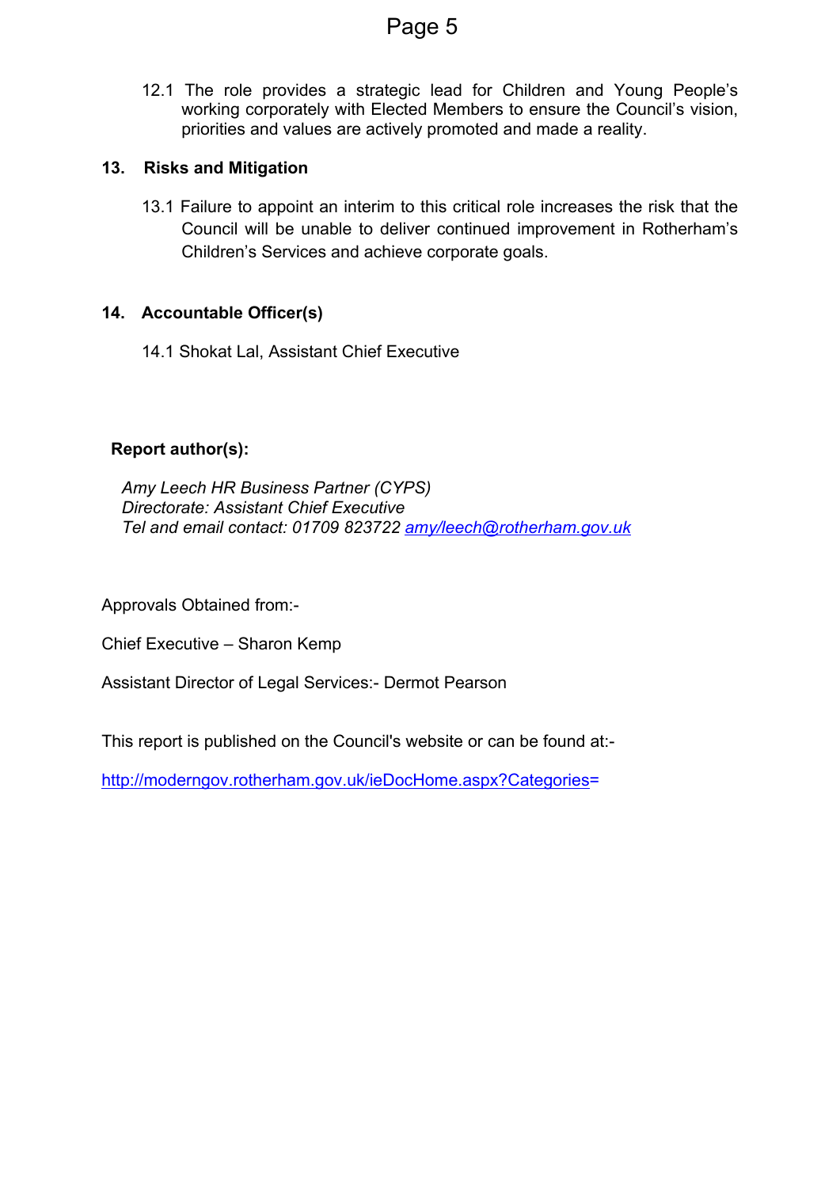12.1 The role provides a strategic lead for Children and Young People's working corporately with Elected Members to ensure the Council's vision, priorities and values are actively promoted and made a reality.

## 13. Risks and Mitigation

13.1 Failure to appoint an interim to this critical role increases the risk that the Council will be unable to deliver continued improvement in Rotherham's Children's Services and achieve corporate goals.

## 14. Accountable Officer(s)

14.1 Shokat Lal, Assistant Chief Executive

**Report author(s):**

*Amy Leech HR Business Partner (CYPS)*
*Directorate: Assistant Chief Executive*
*Tel and email contact: 01709 823722 amy/leech@rotherham.gov.uk*

Approvals Obtained from:-

Chief Executive – Sharon Kemp

Assistant Director of Legal Services:- Dermot Pearson

This report is published on the Council's website or can be found at:-

http://moderngov.rotherham.gov.uk/ieDocHome.aspx?Categories=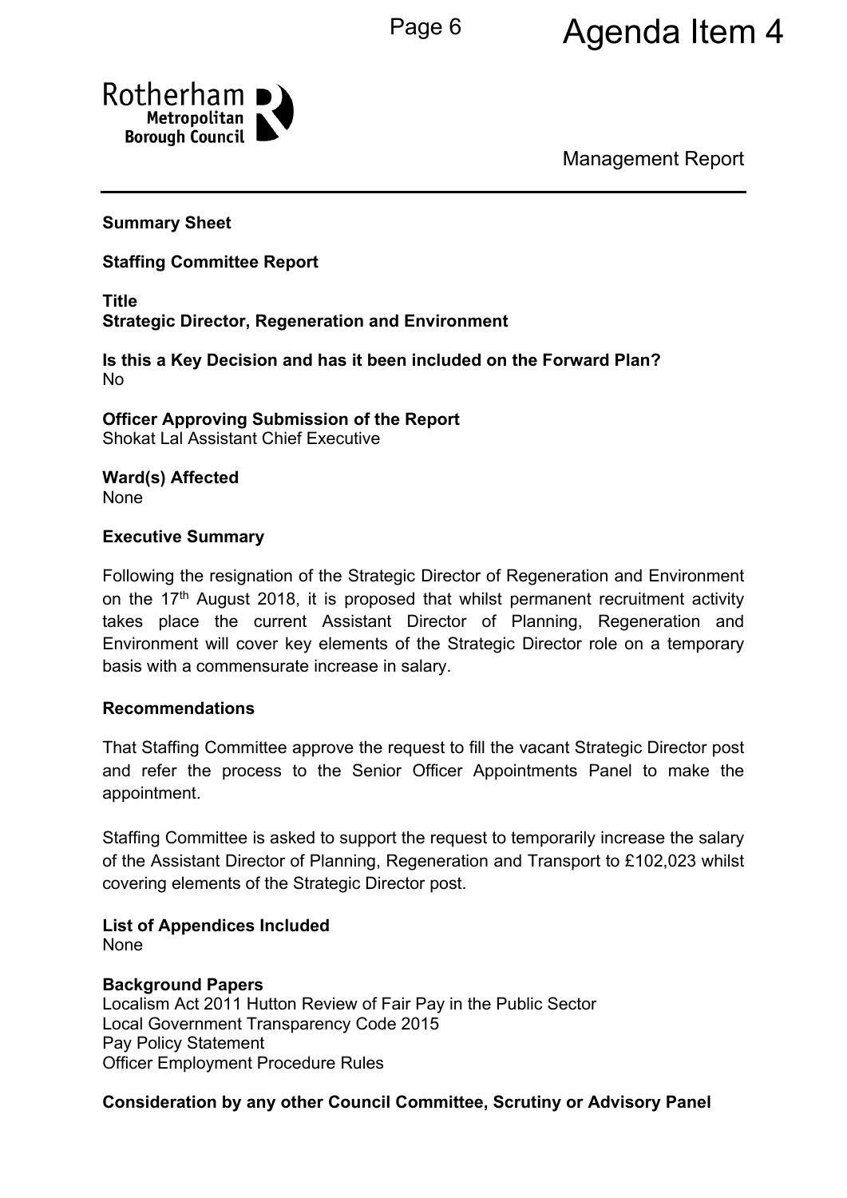Rotherham Metropolitan Borough Council

Management Report

**Summary Sheet**

**Staffing Committee Report**

**Title**
**Strategic Director, Regeneration and Environment**

**Is this a Key Decision and has it been included on the Forward Plan?**
No

**Officer Approving Submission of the Report**
Shokat Lal Assistant Chief Executive

**Ward(s) Affected**
None

**Executive Summary**

Following the resignation of the Strategic Director of Regeneration and Environment on the 17th August 2018, it is proposed that whilst permanent recruitment activity takes place the current Assistant Director of Planning, Regeneration and Environment will cover key elements of the Strategic Director role on a temporary basis with a commensurate increase in salary.

**Recommendations**

That Staffing Committee approve the request to fill the vacant Strategic Director post and refer the process to the Senior Officer Appointments Panel to make the appointment.

Staffing Committee is asked to support the request to temporarily increase the salary of the Assistant Director of Planning, Regeneration and Transport to £102,023 whilst covering elements of the Strategic Director post.

**List of Appendices Included**
None

**Background Papers**
Localism Act 2011 Hutton Review of Fair Pay in the Public Sector
Local Government Transparency Code 2015
Pay Policy Statement
Officer Employment Procedure Rules

**Consideration by any other Council Committee, Scrutiny or Advisory Panel**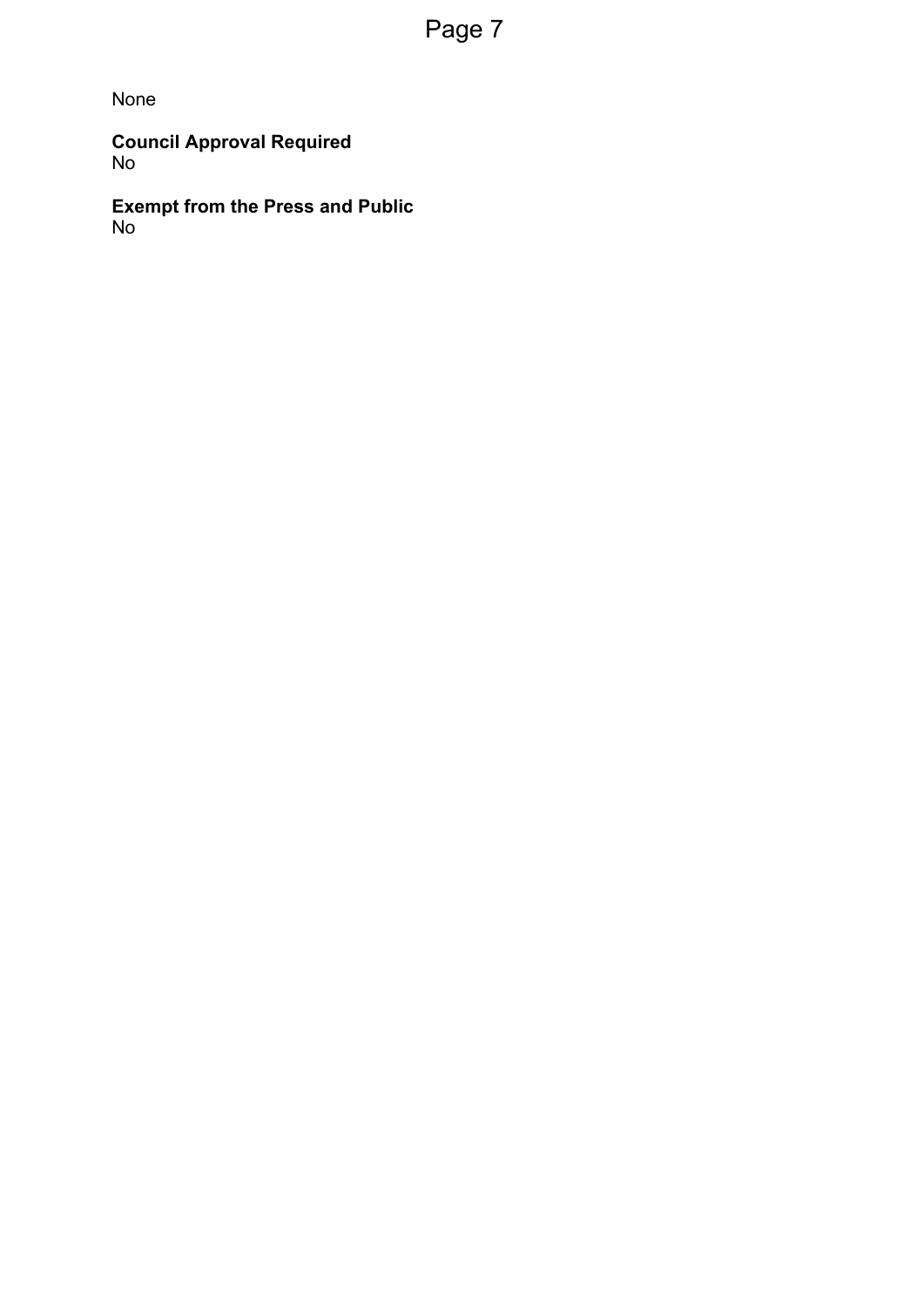None

**Council Approval Required**
No

**Exempt from the Press and Public**
No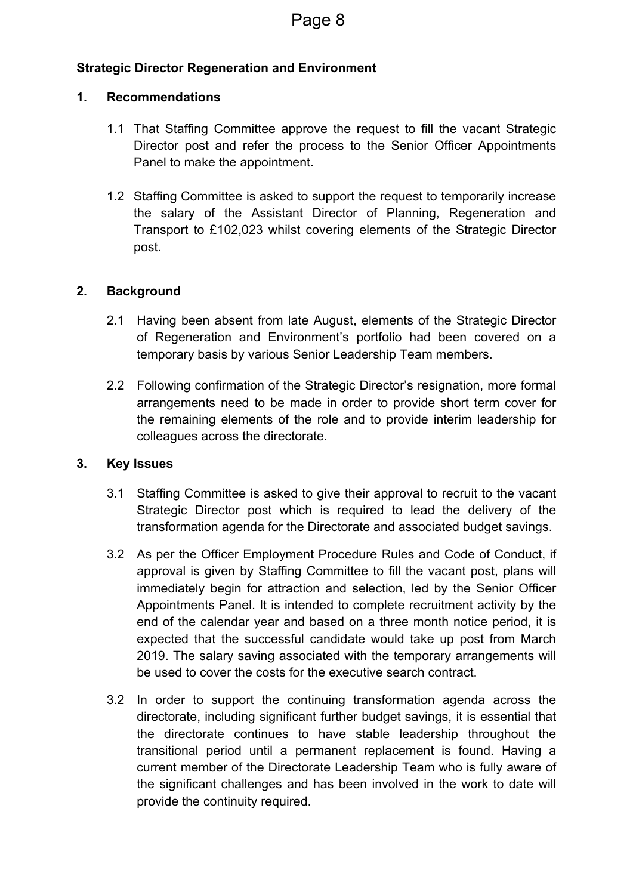**Strategic Director Regeneration and Environment**

## 1. Recommendations

1.1 That Staffing Committee approve the request to fill the vacant Strategic Director post and refer the process to the Senior Officer Appointments Panel to make the appointment.

1.2 Staffing Committee is asked to support the request to temporarily increase the salary of the Assistant Director of Planning, Regeneration and Transport to £102,023 whilst covering elements of the Strategic Director post.

## 2. Background

2.1 Having been absent from late August, elements of the Strategic Director of Regeneration and Environment's portfolio had been covered on a temporary basis by various Senior Leadership Team members.

2.2 Following confirmation of the Strategic Director's resignation, more formal arrangements need to be made in order to provide short term cover for the remaining elements of the role and to provide interim leadership for colleagues across the directorate.

## 3. Key Issues

3.1 Staffing Committee is asked to give their approval to recruit to the vacant Strategic Director post which is required to lead the delivery of the transformation agenda for the Directorate and associated budget savings.

3.2 As per the Officer Employment Procedure Rules and Code of Conduct, if approval is given by Staffing Committee to fill the vacant post, plans will immediately begin for attraction and selection, led by the Senior Officer Appointments Panel. It is intended to complete recruitment activity by the end of the calendar year and based on a three month notice period, it is expected that the successful candidate would take up post from March 2019. The salary saving associated with the temporary arrangements will be used to cover the costs for the executive search contract.

3.2 In order to support the continuing transformation agenda across the directorate, including significant further budget savings, it is essential that the directorate continues to have stable leadership throughout the transitional period until a permanent replacement is found. Having a current member of the Directorate Leadership Team who is fully aware of the significant challenges and has been involved in the work to date will provide the continuity required.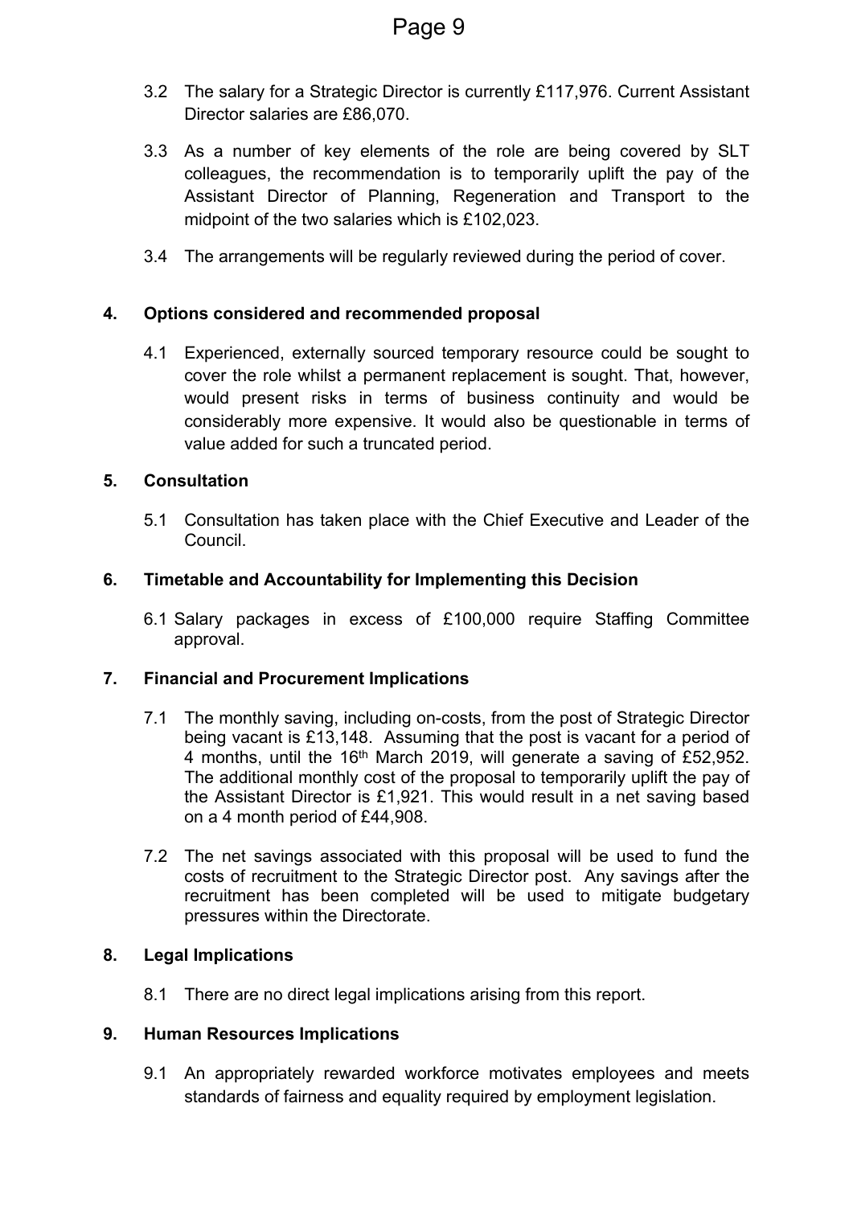3.2 The salary for a Strategic Director is currently £117,976. Current Assistant Director salaries are £86,070.

3.3 As a number of key elements of the role are being covered by SLT colleagues, the recommendation is to temporarily uplift the pay of the Assistant Director of Planning, Regeneration and Transport to the midpoint of the two salaries which is £102,023.

3.4 The arrangements will be regularly reviewed during the period of cover.

## 4. Options considered and recommended proposal

4.1 Experienced, externally sourced temporary resource could be sought to cover the role whilst a permanent replacement is sought. That, however, would present risks in terms of business continuity and would be considerably more expensive. It would also be questionable in terms of value added for such a truncated period.

## 5. Consultation

5.1 Consultation has taken place with the Chief Executive and Leader of the Council.

## 6. Timetable and Accountability for Implementing this Decision

6.1 Salary packages in excess of £100,000 require Staffing Committee approval.

## 7. Financial and Procurement Implications

7.1 The monthly saving, including on-costs, from the post of Strategic Director being vacant is £13,148. Assuming that the post is vacant for a period of 4 months, until the 16th March 2019, will generate a saving of £52,952. The additional monthly cost of the proposal to temporarily uplift the pay of the Assistant Director is £1,921. This would result in a net saving based on a 4 month period of £44,908.

7.2 The net savings associated with this proposal will be used to fund the costs of recruitment to the Strategic Director post. Any savings after the recruitment has been completed will be used to mitigate budgetary pressures within the Directorate.

## 8. Legal Implications

8.1 There are no direct legal implications arising from this report.

## 9. Human Resources Implications

9.1 An appropriately rewarded workforce motivates employees and meets standards of fairness and equality required by employment legislation.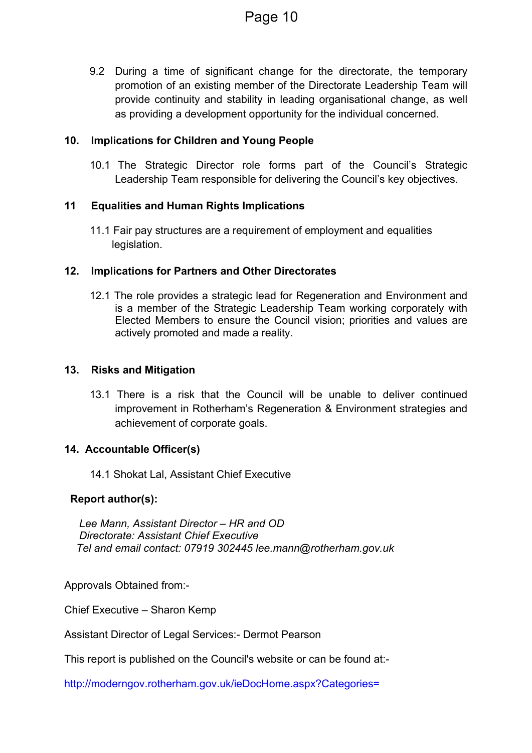9.2 During a time of significant change for the directorate, the temporary promotion of an existing member of the Directorate Leadership Team will provide continuity and stability in leading organisational change, as well as providing a development opportunity for the individual concerned.

## 10. Implications for Children and Young People

10.1 The Strategic Director role forms part of the Council's Strategic Leadership Team responsible for delivering the Council's key objectives.

## 11 Equalities and Human Rights Implications

11.1 Fair pay structures are a requirement of employment and equalities legislation.

## 12. Implications for Partners and Other Directorates

12.1 The role provides a strategic lead for Regeneration and Environment and is a member of the Strategic Leadership Team working corporately with Elected Members to ensure the Council vision; priorities and values are actively promoted and made a reality.

## 13. Risks and Mitigation

13.1 There is a risk that the Council will be unable to deliver continued improvement in Rotherham's Regeneration & Environment strategies and achievement of corporate goals.

## 14. Accountable Officer(s)

14.1 Shokat Lal, Assistant Chief Executive

**Report author(s):**

*Lee Mann, Assistant Director – HR and OD*
*Directorate: Assistant Chief Executive*
*Tel and email contact: 07919 302445 lee.mann@rotherham.gov.uk*

Approvals Obtained from:-

Chief Executive – Sharon Kemp

Assistant Director of Legal Services:- Dermot Pearson

This report is published on the Council's website or can be found at:-

http://moderngov.rotherham.gov.uk/ieDocHome.aspx?Categories=